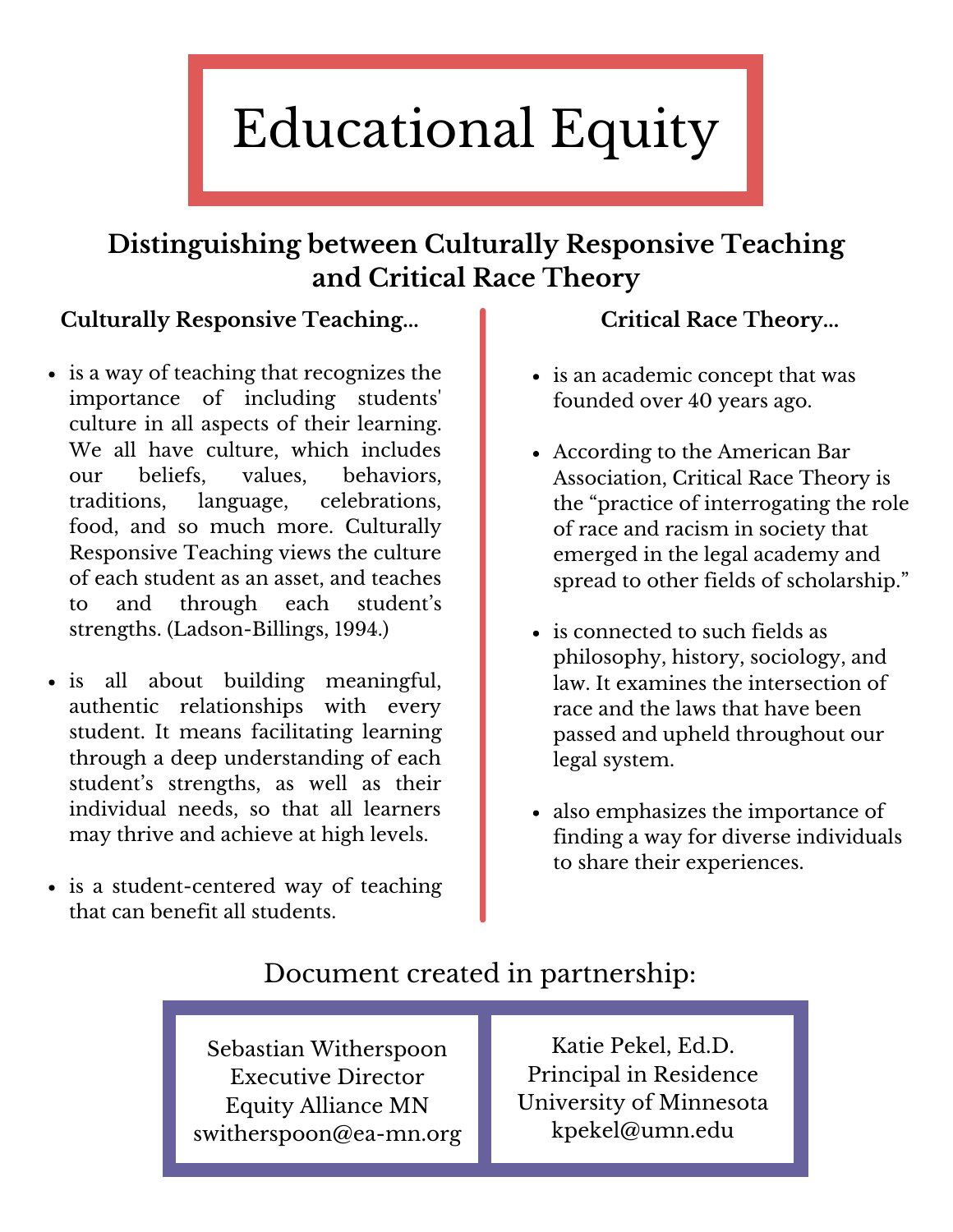# Educational Equity

## Distinguishing between Culturally Responsive Teaching and Critical Race Theory

### Culturally Responsive Teaching...

- is a way of teaching that recognizes the importance of including students' culture in all aspects of their learning. We all have culture, which includes our beliefs, values, behaviors, traditions, language, celebrations, food, and so much more. Culturally Responsive Teaching views the culture of each student as an asset, and teaches to and through each student's strengths. (Ladson-Billings, 1994.)

- is all about building meaningful, authentic relationships with every student. It means facilitating learning through a deep understanding of each student's strengths, as well as their individual needs, so that all learners may thrive and achieve at high levels.

- is a student-centered way of teaching that can benefit all students.

### Critical Race Theory...

- is an academic concept that was founded over 40 years ago.

- According to the American Bar Association, Critical Race Theory is the "practice of interrogating the role of race and racism in society that emerged in the legal academy and spread to other fields of scholarship."

- is connected to such fields as philosophy, history, sociology, and law. It examines the intersection of race and the laws that have been passed and upheld throughout our legal system.

- also emphasizes the importance of finding a way for diverse individuals to share their experiences.

Document created in partnership:

Sebastian Witherspoon
Executive Director
Equity Alliance MN
switherspoon@ea-mn.org

Katie Pekel, Ed.D.
Principal in Residence
University of Minnesota
kpekel@umn.edu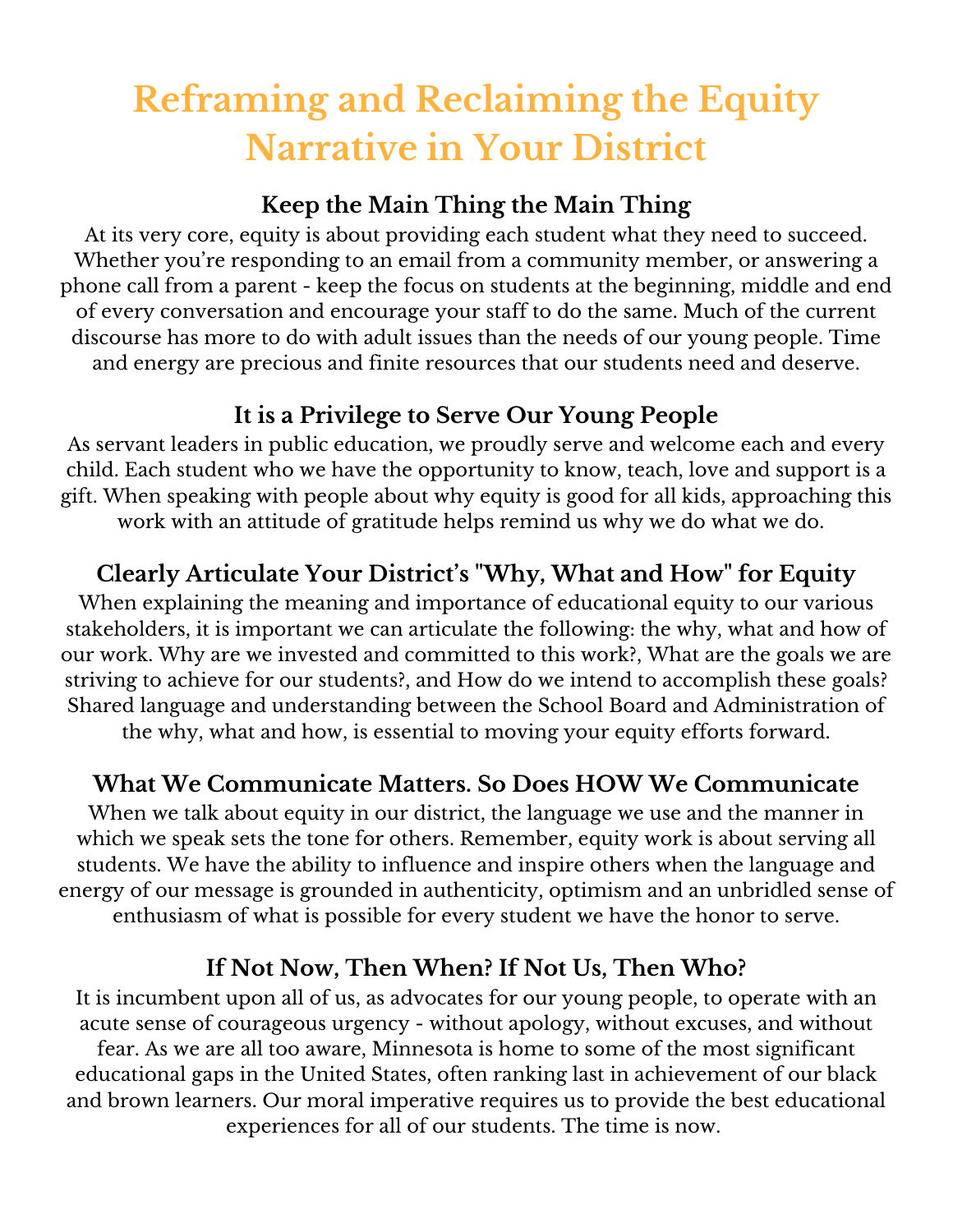# Reframing and Reclaiming the Equity Narrative in Your District

## Keep the Main Thing the Main Thing

At its very core, equity is about providing each student what they need to succeed. Whether you're responding to an email from a community member, or answering a phone call from a parent - keep the focus on students at the beginning, middle and end of every conversation and encourage your staff to do the same. Much of the current discourse has more to do with adult issues than the needs of our young people. Time and energy are precious and finite resources that our students need and deserve.

## It is a Privilege to Serve Our Young People

As servant leaders in public education, we proudly serve and welcome each and every child. Each student who we have the opportunity to know, teach, love and support is a gift. When speaking with people about why equity is good for all kids, approaching this work with an attitude of gratitude helps remind us why we do what we do.

## Clearly Articulate Your District's "Why, What and How" for Equity

When explaining the meaning and importance of educational equity to our various stakeholders, it is important we can articulate the following: the why, what and how of our work. Why are we invested and committed to this work?, What are the goals we are striving to achieve for our students?, and How do we intend to accomplish these goals? Shared language and understanding between the School Board and Administration of the why, what and how, is essential to moving your equity efforts forward.

## What We Communicate Matters. So Does HOW We Communicate

When we talk about equity in our district, the language we use and the manner in which we speak sets the tone for others. Remember, equity work is about serving all students. We have the ability to influence and inspire others when the language and energy of our message is grounded in authenticity, optimism and an unbridled sense of enthusiasm of what is possible for every student we have the honor to serve.

## If Not Now, Then When? If Not Us, Then Who?

It is incumbent upon all of us, as advocates for our young people, to operate with an acute sense of courageous urgency - without apology, without excuses, and without fear. As we are all too aware, Minnesota is home to some of the most significant educational gaps in the United States, often ranking last in achievement of our black and brown learners. Our moral imperative requires us to provide the best educational experiences for all of our students. The time is now.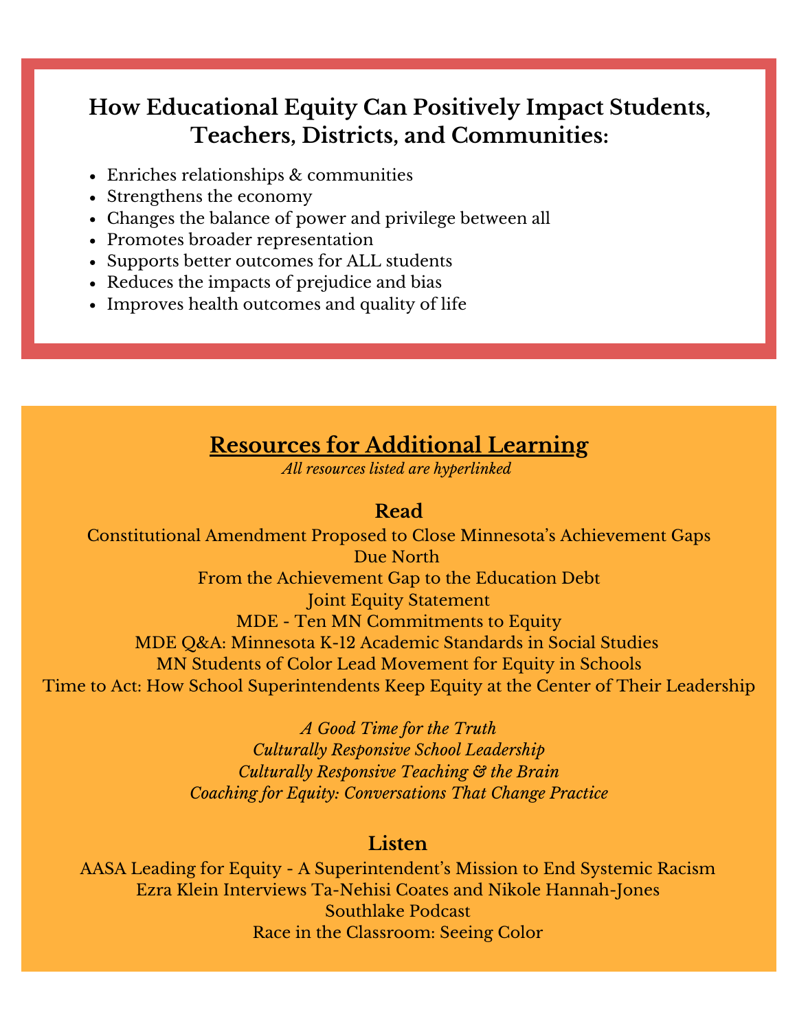## How Educational Equity Can Positively Impact Students, Teachers, Districts, and Communities:

- Enriches relationships & communities
- Strengthens the economy
- Changes the balance of power and privilege between all
- Promotes broader representation
- Supports better outcomes for ALL students
- Reduces the impacts of prejudice and bias
- Improves health outcomes and quality of life

## Resources for Additional Learning

*All resources listed are hyperlinked*

### Read

Constitutional Amendment Proposed to Close Minnesota's Achievement Gaps
Due North
From the Achievement Gap to the Education Debt
Joint Equity Statement
MDE - Ten MN Commitments to Equity
MDE Q&A: Minnesota K-12 Academic Standards in Social Studies
MN Students of Color Lead Movement for Equity in Schools
Time to Act: How School Superintendents Keep Equity at the Center of Their Leadership

*A Good Time for the Truth*
*Culturally Responsive School Leadership*
*Culturally Responsive Teaching & the Brain*
*Coaching for Equity: Conversations That Change Practice*

### Listen

AASA Leading for Equity - A Superintendent's Mission to End Systemic Racism
Ezra Klein Interviews Ta-Nehisi Coates and Nikole Hannah-Jones
Southlake Podcast
Race in the Classroom: Seeing Color